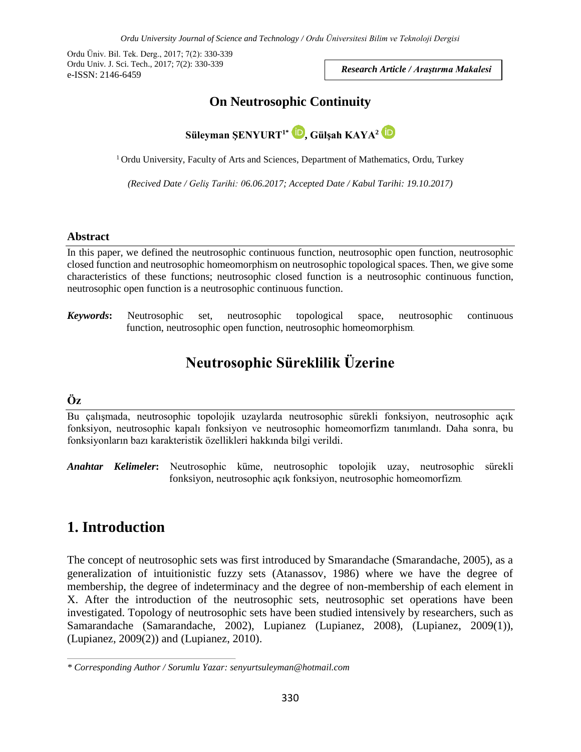Research Article / Araştırma Makalesi

# On Neutrosophic Continuity

**Süleyman ŞENYURT[1*], Gülşah KAYA[2]**

[1] Ordu University, Faculty of Arts and Sciences, Department of Mathematics, Ordu, Turkey

*(Recived Date / Geliş Tarihi: 06.06.2017; Accepted Date / Kabul Tarihi: 19.10.2017)*

## Abstract

In this paper, we defined the neutrosophic continuous function, neutrosophic open function, neutrosophic closed function and neutrosophic homeomorphism on neutrosophic topological spaces. Then, we give some characteristics of these functions; neutrosophic closed function is a neutrosophic continuous function, neutrosophic open function is a neutrosophic continuous function.

***Keywords*:** Neutrosophic set, neutrosophic topological space, neutrosophic continuous function, neutrosophic open function, neutrosophic homeomorphism.

# Neutrosophic Süreklilik Üzerine

## Öz

Bu çalışmada, neutrosophic topolojik uzaylarda neutrosophic sürekli fonksiyon, neutrosophic açık fonksiyon, neutrosophic kapalı fonksiyon ve neutrosophic homeomorfizm tanımlandı. Daha sonra, bu fonksiyonların bazı karakteristik özellikleri hakkında bilgi verildi.

***Anahtar Kelimeler*:** Neutrosophic küme, neutrosophic topolojik uzay, neutrosophic sürekli fonksiyon, neutrosophic açık fonksiyon, neutrosophic homeomorfizm.

## 1. Introduction

The concept of neutrosophic sets was first introduced by Smarandache (Smarandache, 2005), as a generalization of intuitionistic fuzzy sets (Atanassov, 1986) where we have the degree of membership, the degree of indeterminacy and the degree of non-membership of each element in X. After the introduction of the neutrosophic sets, neutrosophic set operations have been investigated. Topology of neutrosophic sets have been studied intensively by researchers, such as Samarandache (Samarandache, 2002), Lupianez (Lupianez, 2008), (Lupianez, 2009(1)), (Lupianez, 2009(2)) and (Lupianez, 2010).

---

*\* Corresponding Author / Sorumlu Yazar: senyurtsuleyman@hotmail.com*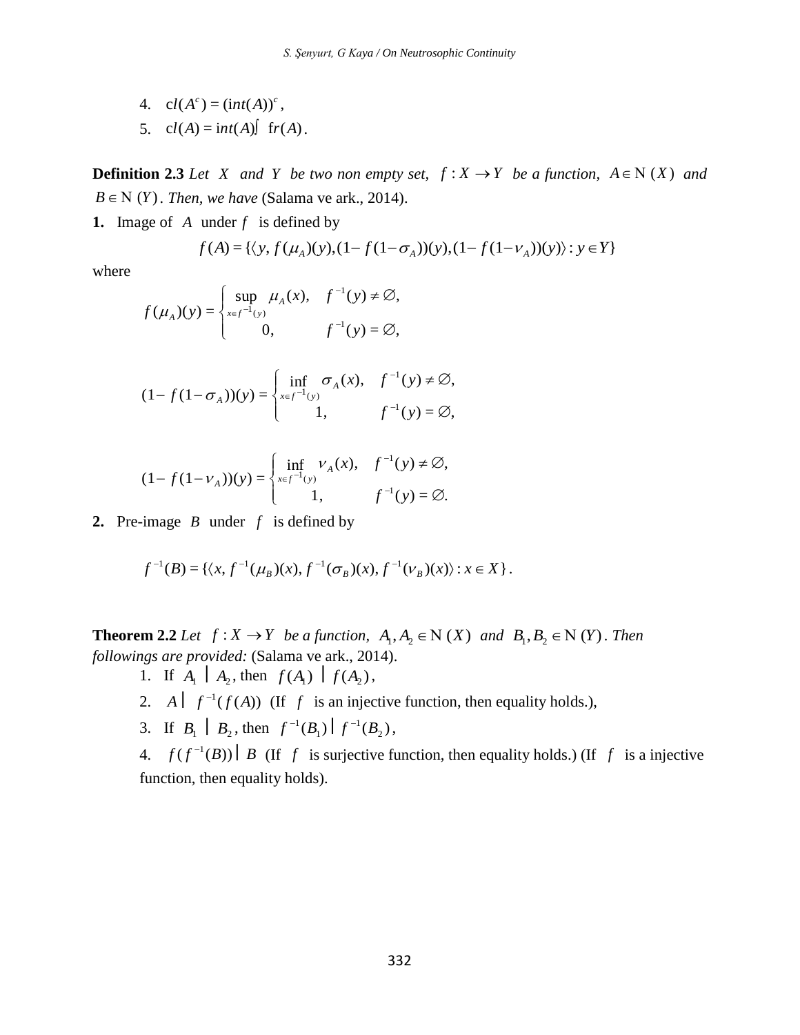4. $cl(A^c) = (int(A))^c$,
5. $cl(A) = int(A) \cup fr(A)$.

**Definition 2.3** *Let $X$ and $Y$ be two non empty set, $f : X \to Y$ be a function, $A \in N(X)$ and $B \in N(Y)$. Then, we have* (Salama ve ark., 2014).

**1.** Image of $A$ under $f$ is defined by

$$f(A) = \{\langle y, f(\mu_A)(y), (1 - f(1 - \sigma_A))(y), (1 - f(1 - \nu_A))(y)\rangle : y \in Y\}$$

where

$$f(\mu_A)(y) = \begin{cases} \sup\limits_{x \in f^{-1}(y)} \mu_A(x), & f^{-1}(y) \neq \emptyset, \\ 0, & f^{-1}(y) = \emptyset, \end{cases}$$

$$(1 - f(1 - \sigma_A))(y) = \begin{cases} \inf\limits_{x \in f^{-1}(y)} \sigma_A(x), & f^{-1}(y) \neq \emptyset, \\ 1, & f^{-1}(y) = \emptyset, \end{cases}$$

$$(1 - f(1 - \nu_A))(y) = \begin{cases} \inf\limits_{x \in f^{-1}(y)} \nu_A(x), & f^{-1}(y) \neq \emptyset, \\ 1, & f^{-1}(y) = \emptyset. \end{cases}$$

**2.** Pre-image $B$ under $f$ is defined by

$$f^{-1}(B) = \{\langle x, f^{-1}(\mu_B)(x), f^{-1}(\sigma_B)(x), f^{-1}(\nu_B)(x)\rangle : x \in X\}.$$

**Theorem 2.2** *Let $f : X \to Y$ be a function, $A_1, A_2 \in N(X)$ and $B_1, B_2 \in N(Y)$. Then followings are provided:* (Salama ve ark., 2014).

1. If $A_1 \subseteq A_2$, then $f(A_1) \subseteq f(A_2)$,
2. $A \subseteq f^{-1}(f(A))$ (If $f$ is an injective function, then equality holds.),
3. If $B_1 \subseteq B_2$, then $f^{-1}(B_1) \subseteq f^{-1}(B_2)$,
4. $f(f^{-1}(B)) \subseteq B$ (If $f$ is surjective function, then equality holds.) (If $f$ is a injective function, then equality holds).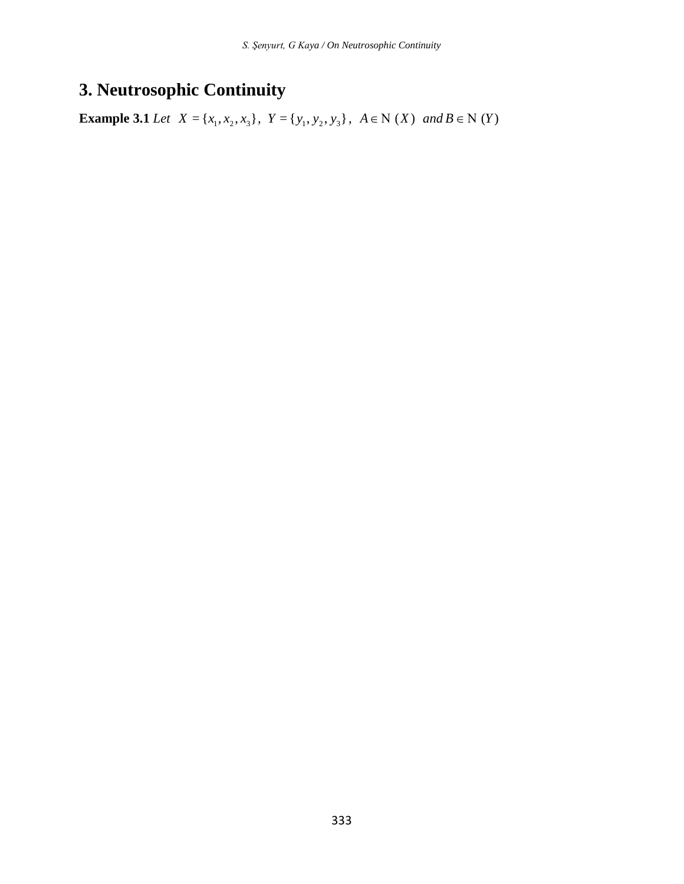# 3. Neutrosophic Continuity

**Example 3.1** *Let* $X = \{x_1, x_2, x_3\}$, $Y = \{y_1, y_2, y_3\}$, $A \in \mathrm{N}(X)$ *and* $B \in \mathrm{N}(Y)$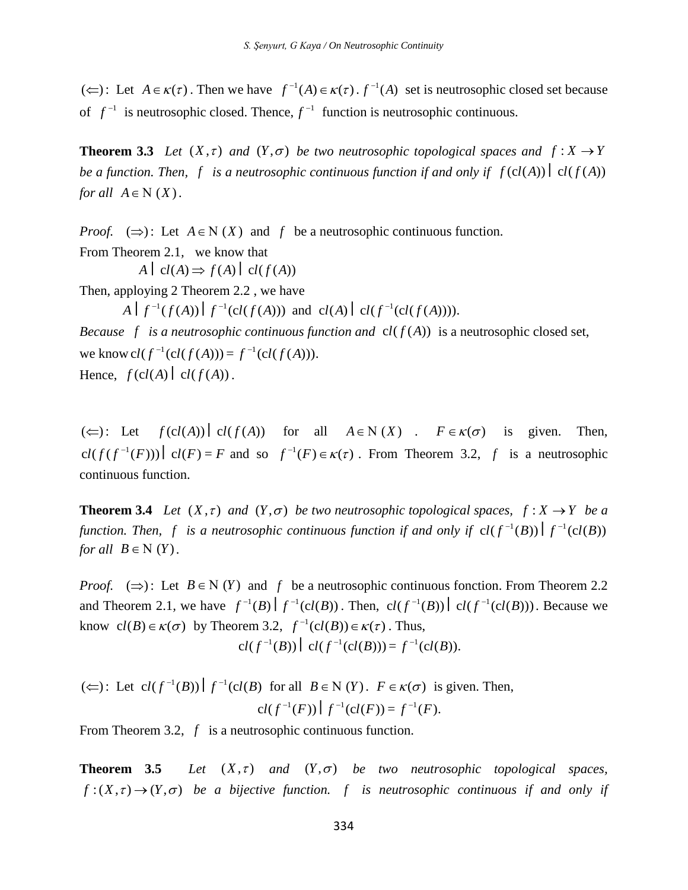$(\Leftarrow)$: Let $A \in \kappa(\tau)$. Then we have $f^{-1}(A) \in \kappa(\tau)$. $f^{-1}(A)$ set is neutrosophic closed set because of $f^{-1}$ is neutrosophic closed. Thence, $f^{-1}$ function is neutrosophic continuous.

**Theorem 3.3** *Let $(X,\tau)$ and $(Y,\sigma)$ be two neutrosophic topological spaces and $f: X \to Y$ be a function. Then, $f$ is a neutrosophic continuous function if and only if $f(\mathrm{c}l(A)) \subseteq \mathrm{c}l(f(A))$ for all $A \in \mathrm{N}(X)$.*

*Proof.* $(\Rightarrow)$: Let $A \in \mathrm{N}(X)$ and $f$ be a neutrosophic continuous function.
From Theorem 2.1, we know that

$$A \subseteq \mathrm{c}l(A) \Rightarrow f(A) \subseteq \mathrm{c}l(f(A))$$

Then, apploying 2 Theorem 2.2 , we have

$$A \subseteq f^{-1}(f(A)) \subseteq f^{-1}(\mathrm{c}l(f(A))) \text{ and } \mathrm{c}l(A) \subseteq \mathrm{c}l(f^{-1}(\mathrm{c}l(f(A)))).$$

*Because $f$ is a neutrosophic continuous function and* $\mathrm{c}l(f(A))$ is a neutrosophic closed set, we know $\mathrm{c}l(f^{-1}(\mathrm{c}l(f(A))) = f^{-1}(\mathrm{c}l(f(A)))$.
Hence, $f(\mathrm{c}l(A) \subseteq \mathrm{c}l(f(A))$.

$(\Leftarrow)$: Let $f(\mathrm{c}l(A)) \subseteq \mathrm{c}l(f(A))$ for all $A \in \mathrm{N}(X)$. $F \in \kappa(\sigma)$ is given. Then, $\mathrm{c}l(f(f^{-1}(F))) \subseteq \mathrm{c}l(F) = F$ and so $f^{-1}(F) \in \kappa(\tau)$. From Theorem 3.2, $f$ is a neutrosophic continuous function.

**Theorem 3.4** *Let $(X,\tau)$ and $(Y,\sigma)$ be two neutrosophic topological spaces, $f: X \to Y$ be a function. Then, $f$ is a neutrosophic continuous function if and only if $\mathrm{c}l(f^{-1}(B)) \subseteq f^{-1}(\mathrm{c}l(B))$ for all $B \in \mathrm{N}(Y)$.*

*Proof.* $(\Rightarrow)$: Let $B \in \mathrm{N}(Y)$ and $f$ be a neutrosophic continuous fonction. From Theorem 2.2 and Theorem 2.1, we have $f^{-1}(B) \subseteq f^{-1}(\mathrm{c}l(B))$. Then, $\mathrm{c}l(f^{-1}(B)) \subseteq \mathrm{c}l(f^{-1}(\mathrm{c}l(B)))$. Because we know $\mathrm{c}l(B) \in \kappa(\sigma)$ by Theorem 3.2, $f^{-1}(\mathrm{c}l(B)) \in \kappa(\tau)$. Thus,

$$\mathrm{c}l(f^{-1}(B)) \subseteq \mathrm{c}l(f^{-1}(\mathrm{c}l(B))) = f^{-1}(\mathrm{c}l(B)).$$

$(\Leftarrow)$: Let $\mathrm{c}l(f^{-1}(B)) \subseteq f^{-1}(\mathrm{c}l(B)$ for all $B \in \mathrm{N}(Y)$. $F \in \kappa(\sigma)$ is given. Then,

$$\mathrm{c}l(f^{-1}(F)) \subseteq f^{-1}(\mathrm{c}l(F)) = f^{-1}(F).$$

From Theorem 3.2, $f$ is a neutrosophic continuous function.

**Theorem 3.5** *Let $(X,\tau)$ and $(Y,\sigma)$ be two neutrosophic topological spaces, $f:(X,\tau) \to (Y,\sigma)$ be a bijective function. $f$ is neutrosophic continuous if and only if*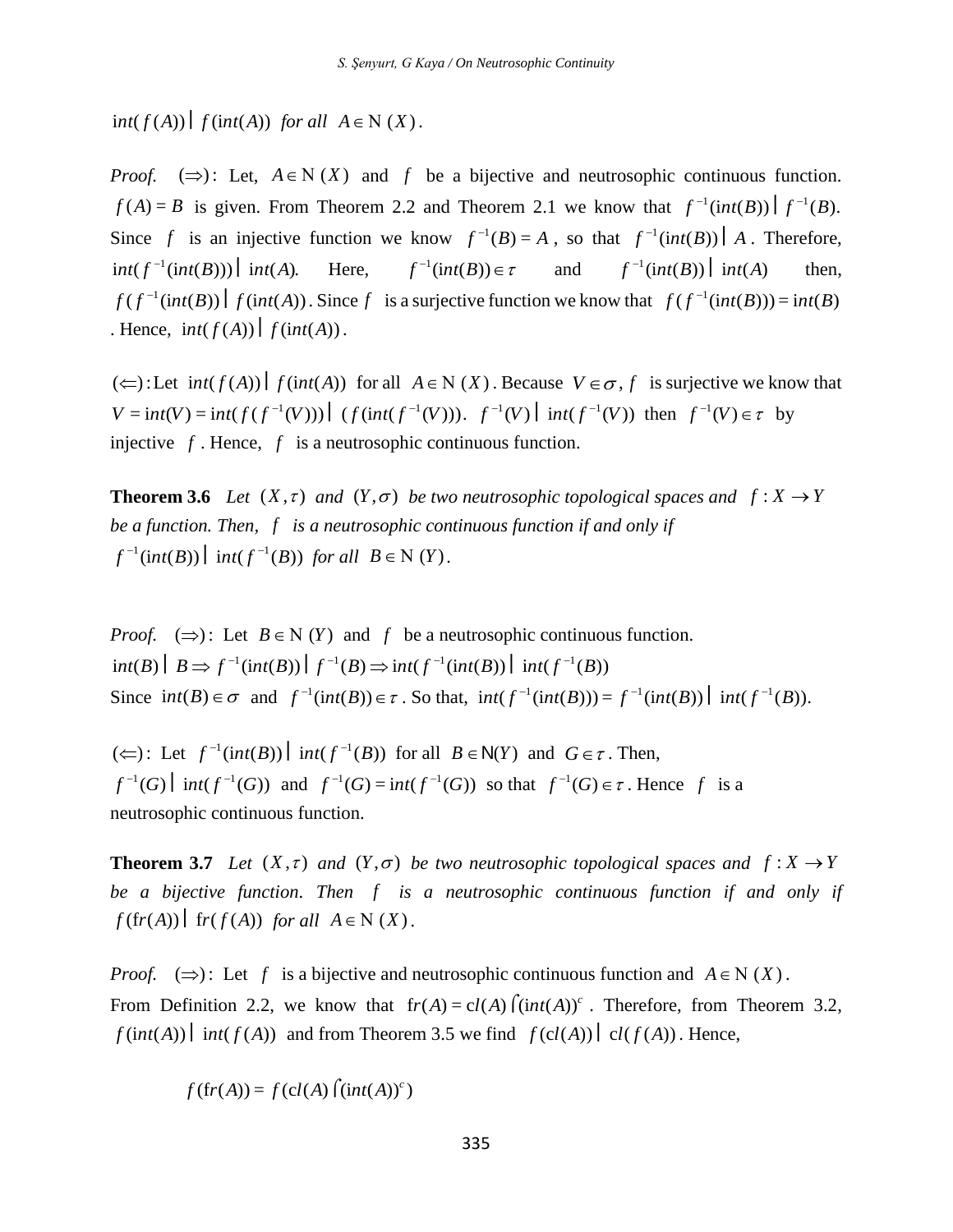$int(f(A)) \subseteq f(int(A))$ *for all* $A \in N(X)$.

*Proof.* $(\Rightarrow)$: Let, $A \in N(X)$ and $f$ be a bijective and neutrosophic continuous function. $f(A) = B$ is given. From Theorem 2.2 and Theorem 2.1 we know that $f^{-1}(int(B)) \subseteq f^{-1}(B)$. Since $f$ is an injective function we know $f^{-1}(B) = A$, so that $f^{-1}(int(B)) \subseteq A$. Therefore, $int(f^{-1}(int(B))) \subseteq int(A)$. Here, $f^{-1}(int(B)) \in \tau$ and $f^{-1}(int(B)) \subseteq int(A)$ then, $f(f^{-1}(int(B)) \subseteq f(int(A))$. Since $f$ is a surjective function we know that $f(f^{-1}(int(B))) = int(B)$. Hence, $int(f(A)) \subseteq f(int(A))$.

$(\Leftarrow)$: Let $int(f(A)) \subseteq f(int(A))$ for all $A \in N(X)$. Because $V \in \sigma$, $f$ is surjective we know that $V = int(V) = int(f(f^{-1}(V))) \subseteq (f(int(f^{-1}(V)))$. $f^{-1}(V) \subseteq int(f^{-1}(V))$ then $f^{-1}(V) \in \tau$ by injective $f$. Hence, $f$ is a neutrosophic continuous function.

**Theorem 3.6** *Let* $(X,\tau)$ *and* $(Y,\sigma)$ *be two neutrosophic topological spaces and* $f: X \to Y$ *be a function. Then,* $f$ *is a neutrosophic continuous function if and only if* $f^{-1}(int(B)) \subseteq int(f^{-1}(B))$ *for all* $B \in N(Y)$.

*Proof.* $(\Rightarrow)$: Let $B \in N(Y)$ and $f$ be a neutrosophic continuous function.
$int(B) \subseteq B \Rightarrow f^{-1}(int(B)) \subseteq f^{-1}(B) \Rightarrow int(f^{-1}(int(B)) \subseteq int(f^{-1}(B))$
Since $int(B) \in \sigma$ and $f^{-1}(int(B)) \in \tau$. So that, $int(f^{-1}(int(B))) = f^{-1}(int(B)) \subseteq int(f^{-1}(B))$.

$(\Leftarrow)$: Let $f^{-1}(int(B)) \subseteq int(f^{-1}(B))$ for all $B \in N(Y)$ and $G \in \tau$. Then,
$f^{-1}(G) \subseteq int(f^{-1}(G))$ and $f^{-1}(G) = int(f^{-1}(G))$ so that $f^{-1}(G) \in \tau$. Hence $f$ is a neutrosophic continuous function.

**Theorem 3.7** *Let* $(X,\tau)$ *and* $(Y,\sigma)$ *be two neutrosophic topological spaces and* $f: X \to Y$ *be a bijective function. Then* $f$ *is a neutrosophic continuous function if and only if* $f(fr(A)) \subseteq fr(f(A))$ *for all* $A \in N(X)$.

*Proof.* $(\Rightarrow)$: Let $f$ is a bijective and neutrosophic continuous function and $A \in N(X)$.
From Definition 2.2, we know that $fr(A) = cl(A) \cap (int(A))^c$. Therefore, from Theorem 3.2, $f(int(A)) \subseteq int(f(A))$ and from Theorem 3.5 we find $f(cl(A)) \subseteq cl(f(A))$. Hence,

$$f(fr(A)) = f(cl(A) \cap (int(A))^c)$$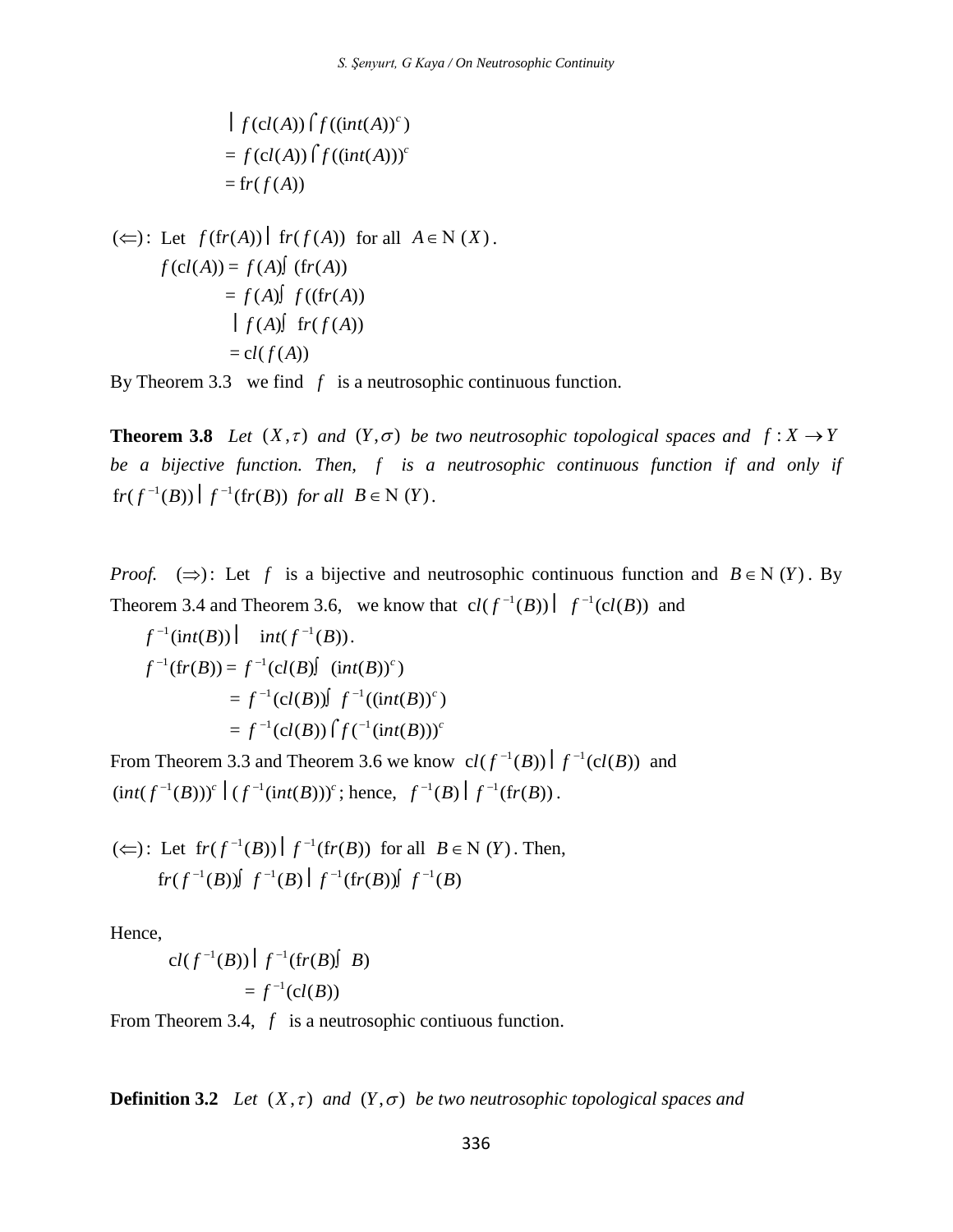$$\subseteq f(\mathrm{c}l(A)) \cap f((\mathrm{i}nt(A))^c)$$
$$= f(\mathrm{c}l(A)) \cap f((\mathrm{i}nt(A)))^c$$
$$= \mathrm{fr}(f(A))$$

$(\Leftarrow)$: Let $f(\mathrm{fr}(A)) \subseteq \mathrm{fr}(f(A))$ for all $A \in \mathrm{N}(X)$.

$$\begin{aligned} f(\mathrm{c}l(A)) &= f(A) \cup (\mathrm{fr}(A)) \\ &= f(A) \cup f((\mathrm{fr}(A)) \\ &\subseteq f(A) \cup \mathrm{fr}(f(A)) \\ &= \mathrm{c}l(f(A)) \end{aligned}$$

By Theorem 3.3 we find $f$ is a neutrosophic continuous function.

**Theorem 3.8** *Let $(X,\tau)$ and $(Y,\sigma)$ be two neutrosophic topological spaces and $f: X \to Y$ be a bijective function. Then, $f$ is a neutrosophic continuous function if and only if $\mathrm{fr}(f^{-1}(B)) \subseteq f^{-1}(\mathrm{fr}(B))$ for all $B \in \mathrm{N}(Y)$.*

*Proof.* $(\Rightarrow)$: Let $f$ is a bijective and neutrosophic continuous function and $B \in \mathrm{N}(Y)$. By Theorem 3.4 and Theorem 3.6, we know that $\mathrm{c}l(f^{-1}(B)) \subseteq f^{-1}(\mathrm{c}l(B))$ and $f^{-1}(\mathrm{i}nt(B)) \subseteq \mathrm{i}nt(f^{-1}(B))$.

$$\begin{aligned} f^{-1}(\mathrm{fr}(B)) &= f^{-1}(\mathrm{c}l(B) \cup (\mathrm{i}nt(B))^c) \\ &= f^{-1}(\mathrm{c}l(B)) \cup f^{-1}((\mathrm{i}nt(B))^c) \\ &= f^{-1}(\mathrm{c}l(B)) \cap f(^{-1}(\mathrm{i}nt(B)))^c \end{aligned}$$

From Theorem 3.3 and Theorem 3.6 we know $\mathrm{c}l(f^{-1}(B)) \subseteq f^{-1}(\mathrm{c}l(B))$ and $(\mathrm{i}nt(f^{-1}(B)))^c \subseteq (f^{-1}(\mathrm{i}nt(B)))^c$; hence, $f^{-1}(B) \subseteq f^{-1}(\mathrm{fr}(B))$.

$(\Leftarrow)$: Let $\mathrm{fr}(f^{-1}(B)) \subseteq f^{-1}(\mathrm{fr}(B))$ for all $B \in \mathrm{N}(Y)$. Then,

$$\mathrm{fr}(f^{-1}(B)) \cup f^{-1}(B) \subseteq f^{-1}(\mathrm{fr}(B)) \cup f^{-1}(B)$$

Hence,

$$\begin{aligned} \mathrm{c}l(f^{-1}(B)) &\subseteq f^{-1}(\mathrm{fr}(B) \cup B) \\ &= f^{-1}(\mathrm{c}l(B)) \end{aligned}$$

From Theorem 3.4, $f$ is a neutrosophic contiuous function.

**Definition 3.2** *Let $(X,\tau)$ and $(Y,\sigma)$ be two neutrosophic topological spaces and*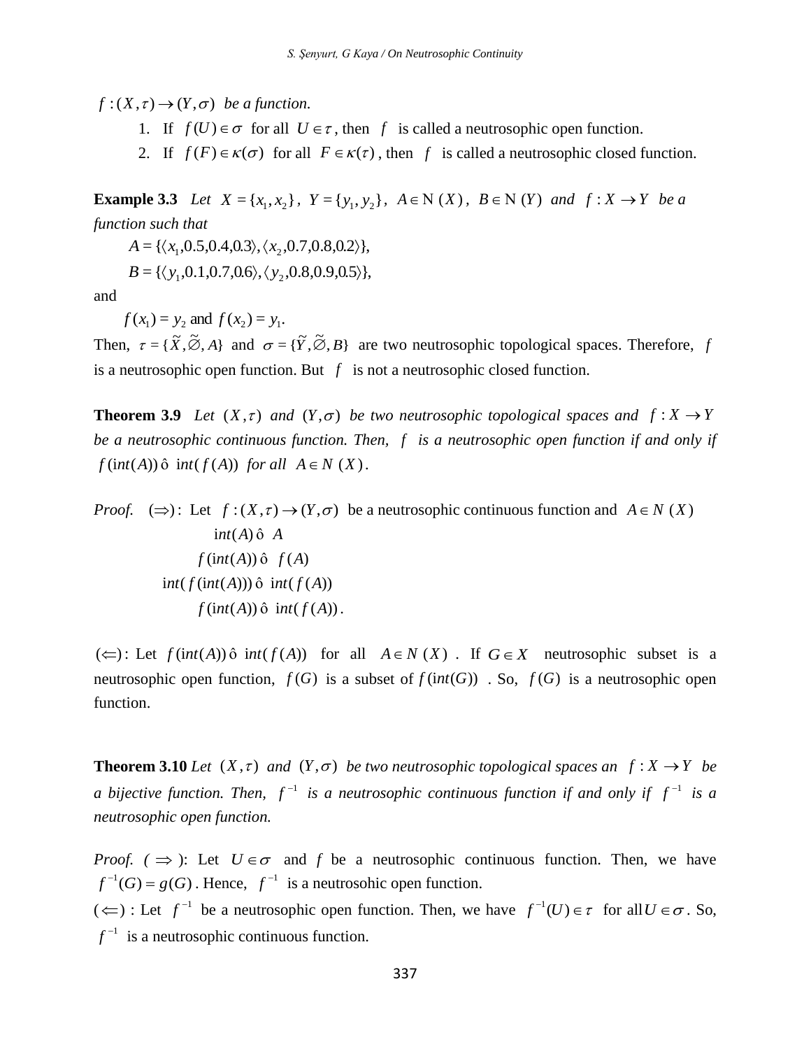$f:(X,\tau)\rightarrow(Y,\sigma)$ be a function.

1. If $f(U)\in\sigma$ for all $U\in\tau$, then $f$ is called a neutrosophic open function.
2. If $f(F)\in\kappa(\sigma)$ for all $F\in\kappa(\tau)$, then $f$ is called a neutrosophic closed function.

**Example 3.3** *Let* $X=\{x_1,x_2\}$, $Y=\{y_1,y_2\}$, $A\in\mathrm{N}(X)$, $B\in\mathrm{N}(Y)$ *and* $f:X\rightarrow Y$ *be a function such that*

$A=\{\langle x_1,0.5,0.4,0.3\rangle,\langle x_2,0.7,0.8,0.2\rangle\}$,

$B=\{\langle y_1,0.1,0.7,0.6\rangle,\langle y_2,0.8,0.9,0.5\rangle\}$,

and

$f(x_1)=y_2$ and $f(x_2)=y_1$.

Then, $\tau=\{\widetilde{X},\widetilde{\varnothing},A\}$ and $\sigma=\{\widetilde{Y},\widetilde{\varnothing},B\}$ are two neutrosophic topological spaces. Therefore, $f$ is a neutrosophic open function. But $f$ is not a neutrosophic closed function.

**Theorem 3.9** *Let* $(X,\tau)$ *and* $(Y,\sigma)$ *be two neutrosophic topological spaces and* $f:X\rightarrow Y$ *be a neutrosophic continuous function. Then,* $f$ *is a neutrosophic open function if and only if* $f(\mathrm{i}nt(A))\,\hat{o}\,\mathrm{i}nt(f(A))$ *for all* $A\in N(X)$.

*Proof.* $(\Rightarrow)$: Let $f:(X,\tau)\rightarrow(Y,\sigma)$ be a neutrosophic continuous function and $A\in N(X)$

$$\mathrm{i}nt(A)\,\hat{o}\,A$$

$$f(\mathrm{i}nt(A))\,\hat{o}\,f(A)$$

$$\mathrm{i}nt(f(\mathrm{i}nt(A)))\,\hat{o}\,\mathrm{i}nt(f(A))$$

$$f(\mathrm{i}nt(A))\,\hat{o}\,\mathrm{i}nt(f(A)).$$

$(\Leftarrow)$: Let $f(\mathrm{i}nt(A))\,\hat{o}\,\mathrm{i}nt(f(A))$ for all $A\in N(X)$. If $G\in X$ neutrosophic subset is a neutrosophic open function, $f(G)$ is a subset of $f(\mathrm{i}nt(G))$. So, $f(G)$ is a neutrosophic open function.

**Theorem 3.10** *Let* $(X,\tau)$ *and* $(Y,\sigma)$ *be two neutrosophic topological spaces an* $f:X\rightarrow Y$ *be a bijective function. Then,* $f^{-1}$ *is a neutrosophic continuous function if and only if* $f^{-1}$ *is a neutrosophic open function.*

*Proof.* ($\Rightarrow$): Let $U\in\sigma$ and $f$ be a neutrosophic continuous function. Then, we have $f^{-1}(G)=g(G)$. Hence, $f^{-1}$ is a neutrosohic open function.

$(\Leftarrow)$ : Let $f^{-1}$ be a neutrosophic open function. Then, we have $f^{-1}(U)\in\tau$ for all $U\in\sigma$. So, $f^{-1}$ is a neutrosophic continuous function.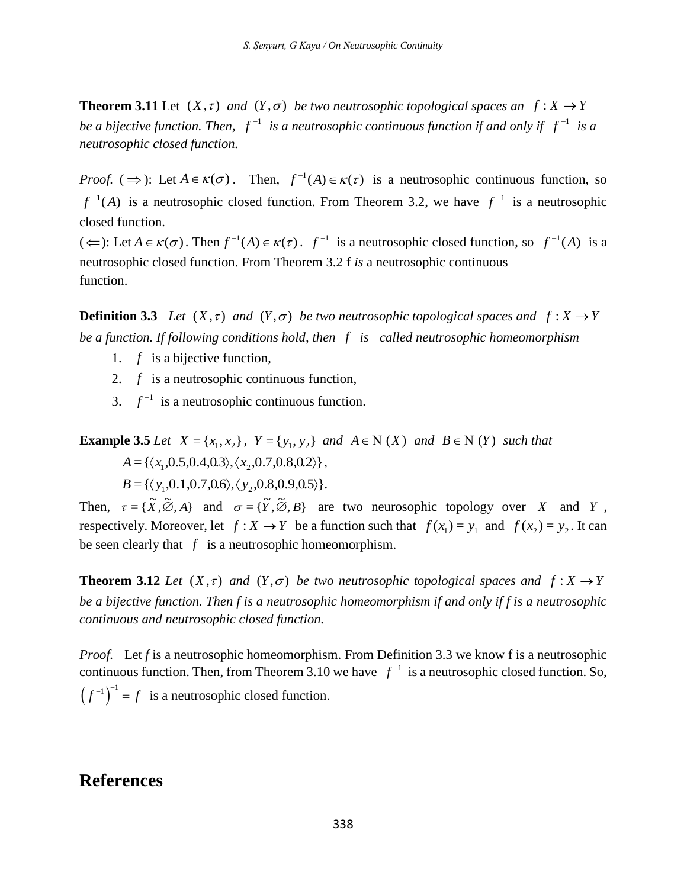**Theorem 3.11** Let $(X,\tau)$ *and* $(Y,\sigma)$ *be two neutrosophic topological spaces an* $f : X \to Y$ *be a bijective function. Then,* $f^{-1}$ *is a neutrosophic continuous function if and only if* $f^{-1}$ *is a neutrosophic closed function.*

*Proof.* ($\Rightarrow$): Let $A \in \kappa(\sigma)$. Then, $f^{-1}(A) \in \kappa(\tau)$ is a neutrosophic continuous function, so $f^{-1}(A)$ is a neutrosophic closed function. From Theorem 3.2, we have $f^{-1}$ is a neutrosophic closed function.

($\Leftarrow$): Let $A \in \kappa(\sigma)$. Then $f^{-1}(A) \in \kappa(\tau)$. $f^{-1}$ is a neutrosophic closed function, so $f^{-1}(A)$ is a neutrosophic closed function. From Theorem 3.2 f *is* a neutrosophic continuous function.

**Definition 3.3** *Let* $(X,\tau)$ *and* $(Y,\sigma)$ *be two neutrosophic topological spaces and* $f : X \to Y$ *be a function. If following conditions hold, then* $f$ *is called neutrosophic homeomorphism*

1. $f$ is a bijective function,
2. $f$ is a neutrosophic continuous function,
3. $f^{-1}$ is a neutrosophic continuous function.

**Example 3.5** *Let* $X = \{x_1, x_2\}$, $Y = \{y_1, y_2\}$ *and* $A \in \mathrm{N}(X)$ *and* $B \in \mathrm{N}(Y)$ *such that*

$$A = \{\langle x_1, 0.5, 0.4, 0.3\rangle, \langle x_2, 0.7, 0.8, 0.2\rangle\},$$

$$B = \{\langle y_1, 0.1, 0.7, 0.6\rangle, \langle y_2, 0.8, 0.9, 0.5\rangle\}.$$

Then, $\tau = \{\tilde{X}, \tilde{\varnothing}, A\}$ and $\sigma = \{\tilde{Y}, \tilde{\varnothing}, B\}$ are two neurosophic topology over $X$ and $Y$, respectively. Moreover, let $f : X \to Y$ be a function such that $f(x_1) = y_1$ and $f(x_2) = y_2$. It can be seen clearly that $f$ is a neutrosophic homeomorphism.

**Theorem 3.12** *Let* $(X,\tau)$ *and* $(Y,\sigma)$ *be two neutrosophic topological spaces and* $f : X \to Y$ *be a bijective function. Then f is a neutrosophic homeomorphism if and only if f is a neutrosophic continuous and neutrosophic closed function.*

*Proof.* Let *f* is a neutrosophic homeomorphism. From Definition 3.3 we know f is a neutrosophic continuous function. Then, from Theorem 3.10 we have $f^{-1}$ is a neutrosophic closed function. So, $\left(f^{-1}\right)^{-1} = f$ is a neutrosophic closed function.

# References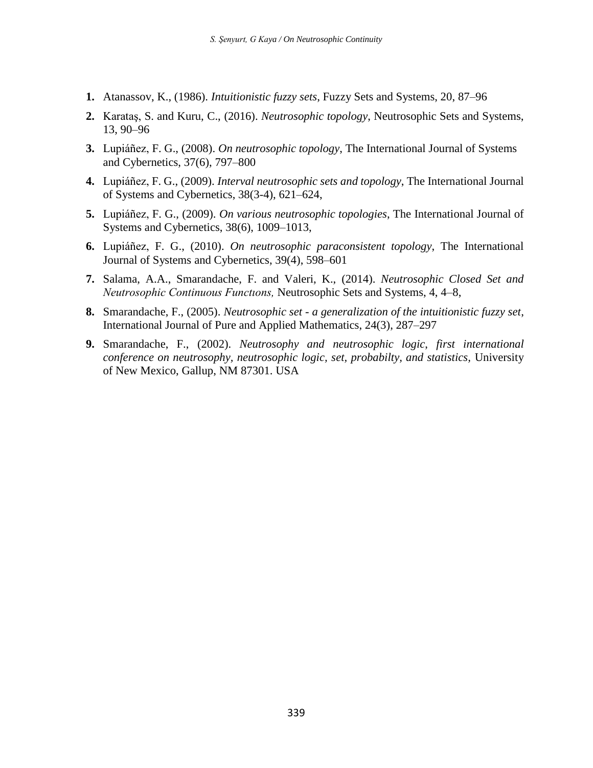1. Atanassov, K., (1986). *Intuitionistic fuzzy sets*, Fuzzy Sets and Systems, 20, 87–96
2. Karataş, S. and Kuru, C., (2016). *Neutrosophic topology*, Neutrosophic Sets and Systems, 13, 90–96
3. Lupiáñez, F. G., (2008). *On neutrosophic topology*, The International Journal of Systems and Cybernetics, 37(6), 797–800
4. Lupiáñez, F. G., (2009). *Interval neutrosophic sets and topology*, The International Journal of Systems and Cybernetics, 38(3-4), 621–624,
5. Lupiáñez, F. G., (2009). *On various neutrosophic topologies*, The International Journal of Systems and Cybernetics, 38(6), 1009–1013,
6. Lupiáñez, F. G., (2010). *On neutrosophic paraconsistent topology*, The International Journal of Systems and Cybernetics, 39(4), 598–601
7. Salama, A.A., Smarandache, F. and Valeri, K., (2014). *Neutrosophic Closed Set and Neutrosophic Continuous Functıons,* Neutrosophic Sets and Systems, 4, 4–8,
8. Smarandache, F., (2005). *Neutrosophic set - a generalization of the intuitionistic fuzzy set*, International Journal of Pure and Applied Mathematics, 24(3), 287–297
9. Smarandache, F., (2002). *Neutrosophy and neutrosophic logic, first international conference on neutrosophy, neutrosophic logic, set, probabilty, and statistics,* University of New Mexico, Gallup, NM 87301. USA